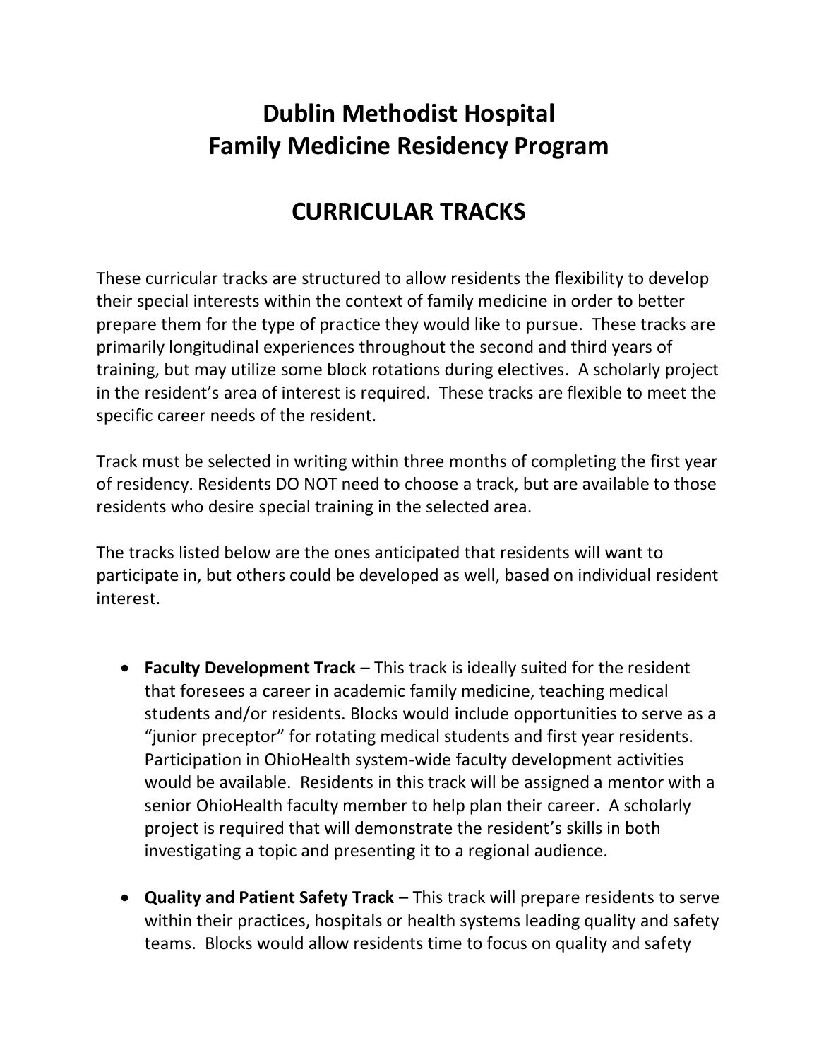# Dublin Methodist Hospital
# Family Medicine Residency Program

## CURRICULAR TRACKS

These curricular tracks are structured to allow residents the flexibility to develop their special interests within the context of family medicine in order to better prepare them for the type of practice they would like to pursue. These tracks are primarily longitudinal experiences throughout the second and third years of training, but may utilize some block rotations during electives. A scholarly project in the resident's area of interest is required. These tracks are flexible to meet the specific career needs of the resident.

Track must be selected in writing within three months of completing the first year of residency. Residents DO NOT need to choose a track, but are available to those residents who desire special training in the selected area.

The tracks listed below are the ones anticipated that residents will want to participate in, but others could be developed as well, based on individual resident interest.

- **Faculty Development Track** – This track is ideally suited for the resident that foresees a career in academic family medicine, teaching medical students and/or residents. Blocks would include opportunities to serve as a "junior preceptor" for rotating medical students and first year residents. Participation in OhioHealth system-wide faculty development activities would be available. Residents in this track will be assigned a mentor with a senior OhioHealth faculty member to help plan their career. A scholarly project is required that will demonstrate the resident's skills in both investigating a topic and presenting it to a regional audience.

- **Quality and Patient Safety Track** – This track will prepare residents to serve within their practices, hospitals or health systems leading quality and safety teams. Blocks would allow residents time to focus on quality and safety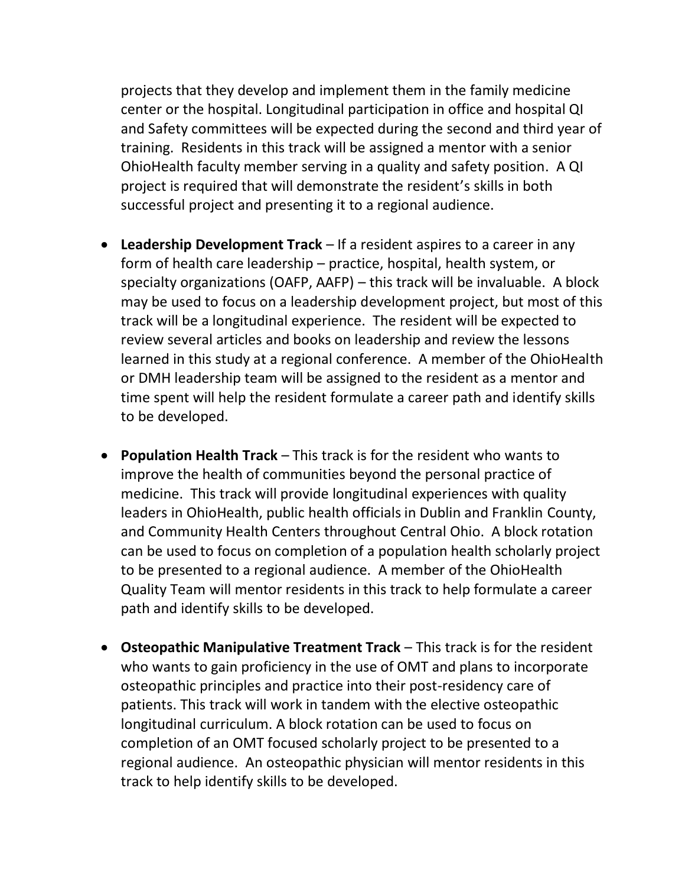projects that they develop and implement them in the family medicine center or the hospital. Longitudinal participation in office and hospital QI and Safety committees will be expected during the second and third year of training. Residents in this track will be assigned a mentor with a senior OhioHealth faculty member serving in a quality and safety position. A QI project is required that will demonstrate the resident's skills in both successful project and presenting it to a regional audience.

- **Leadership Development Track** – If a resident aspires to a career in any form of health care leadership – practice, hospital, health system, or specialty organizations (OAFP, AAFP) – this track will be invaluable. A block may be used to focus on a leadership development project, but most of this track will be a longitudinal experience. The resident will be expected to review several articles and books on leadership and review the lessons learned in this study at a regional conference. A member of the OhioHealth or DMH leadership team will be assigned to the resident as a mentor and time spent will help the resident formulate a career path and identify skills to be developed.

- **Population Health Track** – This track is for the resident who wants to improve the health of communities beyond the personal practice of medicine. This track will provide longitudinal experiences with quality leaders in OhioHealth, public health officials in Dublin and Franklin County, and Community Health Centers throughout Central Ohio. A block rotation can be used to focus on completion of a population health scholarly project to be presented to a regional audience. A member of the OhioHealth Quality Team will mentor residents in this track to help formulate a career path and identify skills to be developed.

- **Osteopathic Manipulative Treatment Track** – This track is for the resident who wants to gain proficiency in the use of OMT and plans to incorporate osteopathic principles and practice into their post-residency care of patients. This track will work in tandem with the elective osteopathic longitudinal curriculum. A block rotation can be used to focus on completion of an OMT focused scholarly project to be presented to a regional audience. An osteopathic physician will mentor residents in this track to help identify skills to be developed.